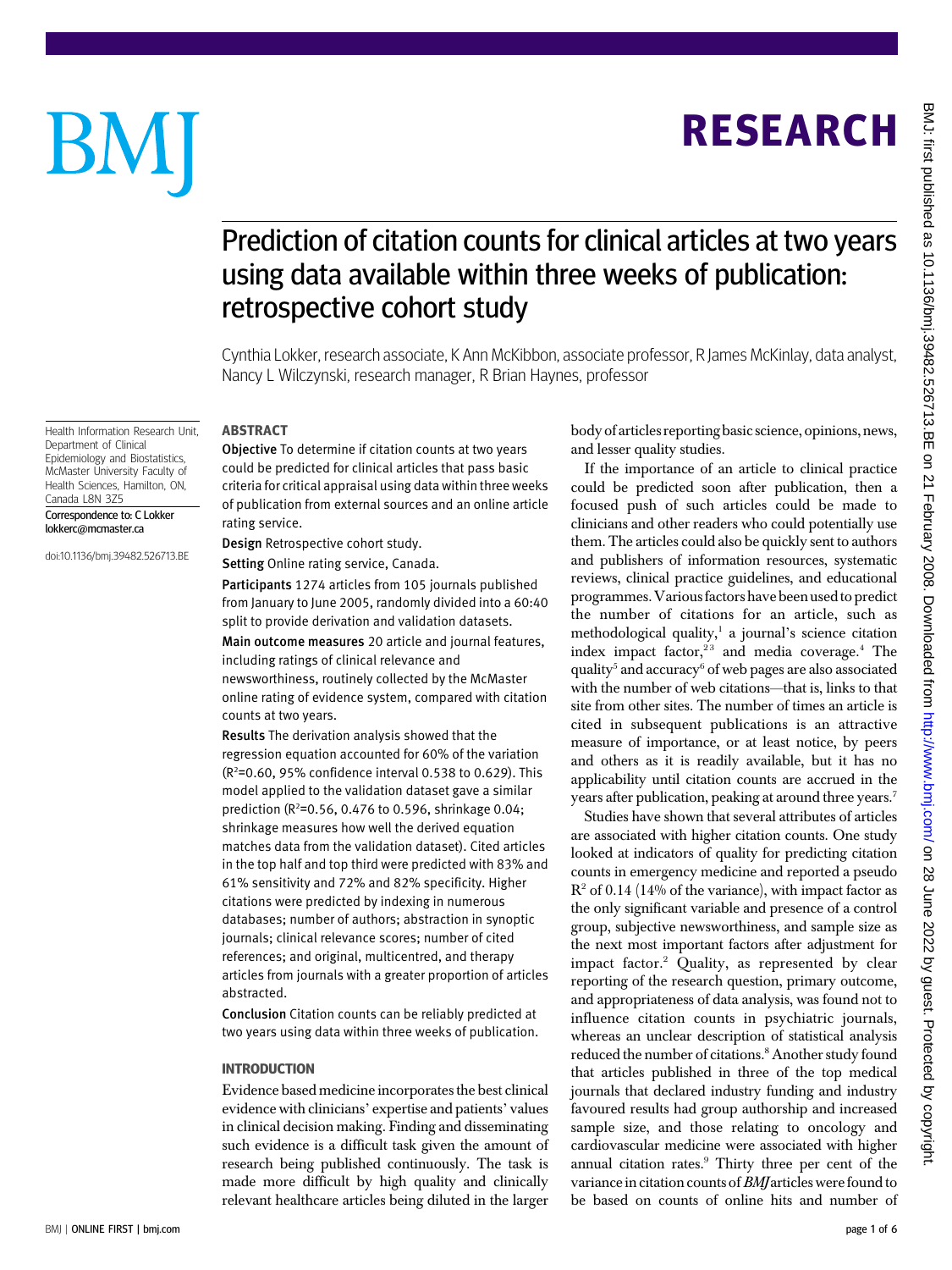# Prediction of citation counts for clinical articles at two years using data available within three weeks of publication: retrospective cohort study

Cynthia Lokker, research associate, K Ann McKibbon, associate professor, R James McKinlay, data analyst, Nancy L Wilczynski, research manager, R Brian Haynes, professor

Health Information Research Unit, Department of Clinical Epidemiology and Biostatistics, McMaster University Faculty of Health Sciences, Hamilton, ON, Canada L8N 3Z5

Correspondence to: C Lokker lokkerc@mcmaster.ca

doi:10.1136/bmj.39482.526713.BE

## ABSTRACT

**Objective** To determine if citation counts at two years could be predicted for clinical articles that pass basic criteria for critical appraisal using data within three weeks of publication from external sources and an online article rating service.

**Design** Retrospective cohort study.

**Setting** Online rating service, Canada.

**Participants** 1274 articles from 105 journals published from January to June 2005, randomly divided into a 60:40 split to provide derivation and validation datasets.

**Main outcome measures** 20 article and journal features, including ratings of clinical relevance and newsworthiness, routinely collected by the McMaster online rating of evidence system, compared with citation counts at two years.

**Results** The derivation analysis showed that the regression equation accounted for 60% of the variation ($R^2$=0.60, 95% confidence interval 0.538 to 0.629). This model applied to the validation dataset gave a similar prediction ($R^2$=0.56, 0.476 to 0.596, shrinkage 0.04; shrinkage measures how well the derived equation matches data from the validation dataset). Cited articles in the top half and top third were predicted with 83% and 61% sensitivity and 72% and 82% specificity. Higher citations were predicted by indexing in numerous databases; number of authors; abstraction in synoptic journals; clinical relevance scores; number of cited references; and original, multicentred, and therapy articles from journals with a greater proportion of articles abstracted.

**Conclusion** Citation counts can be reliably predicted at two years using data within three weeks of publication.

## INTRODUCTION

Evidence based medicine incorporates the best clinical evidence with clinicians' expertise and patients' values in clinical decision making. Finding and disseminating such evidence is a difficult task given the amount of research being published continuously. The task is made more difficult by high quality and clinically relevant healthcare articles being diluted in the larger body of articles reporting basic science, opinions, news, and lesser quality studies.

If the importance of an article to clinical practice could be predicted soon after publication, then a focused push of such articles could be made to clinicians and other readers who could potentially use them. The articles could also be quickly sent to authors and publishers of information resources, systematic reviews, clinical practice guidelines, and educational programmes. Various factors have been used to predict the number of citations for an article, such as methodological quality,[1] a journal's science citation index impact factor,[2 3] and media coverage.[4] The quality[5] and accuracy[6] of web pages are also associated with the number of web citations—that is, links to that site from other sites. The number of times an article is cited in subsequent publications is an attractive measure of importance, or at least notice, by peers and others as it is readily available, but it has no applicability until citation counts are accrued in the years after publication, peaking at around three years.[7]

Studies have shown that several attributes of articles are associated with higher citation counts. One study looked at indicators of quality for predicting citation counts in emergency medicine and reported a pseudo $R^2$ of 0.14 (14% of the variance), with impact factor as the only significant variable and presence of a control group, subjective newsworthiness, and sample size as the next most important factors after adjustment for impact factor.[2] Quality, as represented by clear reporting of the research question, primary outcome, and appropriateness of data analysis, was found not to influence citation counts in psychiatric journals, whereas an unclear description of statistical analysis reduced the number of citations.[8] Another study found that articles published in three of the top medical journals that declared industry funding and industry favoured results had group authorship and increased sample size, and those relating to oncology and cardiovascular medicine were associated with higher annual citation rates.[9] Thirty three per cent of the variance in citation counts of *BMJ* articles were found to be based on counts of online hits and number of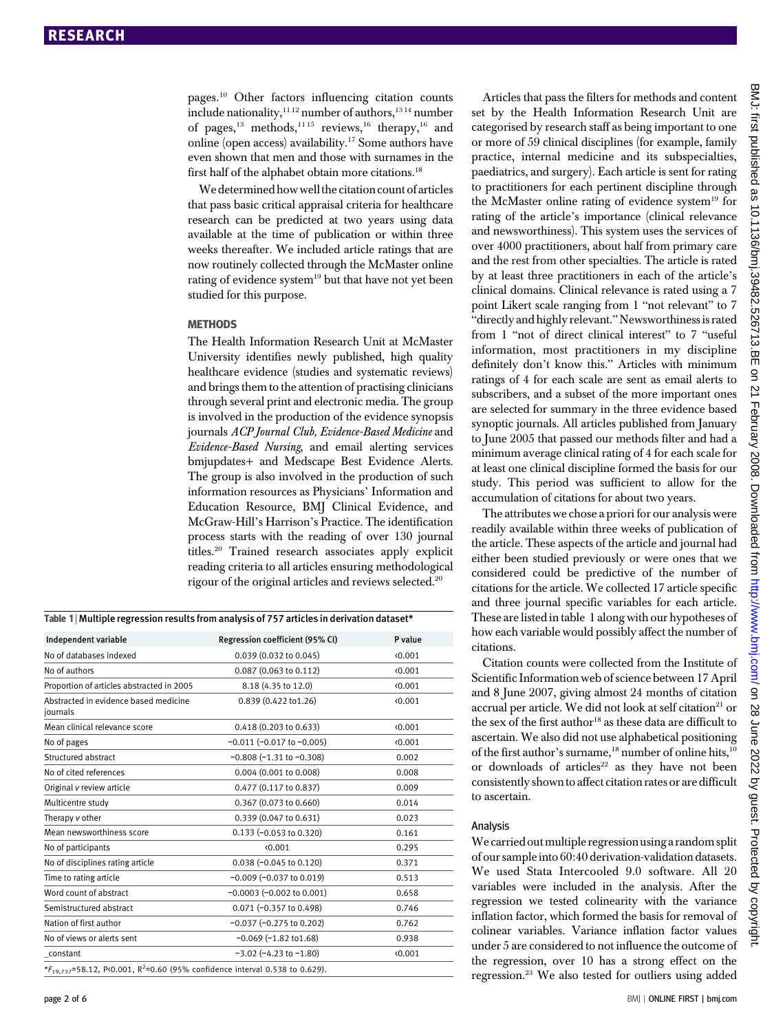pages.[10] Other factors influencing citation counts include nationality,[11 12] number of authors,[13 14] number of pages,[13] methods,[11 15] reviews,[16] therapy,[16] and online (open access) availability.[17] Some authors have even shown that men and those with surnames in the first half of the alphabet obtain more citations.[18]

We determined how well the citation count of articles that pass basic critical appraisal criteria for healthcare research can be predicted at two years using data available at the time of publication or within three weeks thereafter. We included article ratings that are now routinely collected through the McMaster online rating of evidence system[19] but that have not yet been studied for this purpose.

## METHODS

The Health Information Research Unit at McMaster University identifies newly published, high quality healthcare evidence (studies and systematic reviews) and brings them to the attention of practising clinicians through several print and electronic media. The group is involved in the production of the evidence synopsis journals *ACP Journal Club, Evidence-Based Medicine* and *Evidence-Based Nursing*, and email alerting services bmjupdates+ and Medscape Best Evidence Alerts. The group is also involved in the production of such information resources as Physicians' Information and Education Resource, BMJ Clinical Evidence, and McGraw-Hill's Harrison's Practice. The identification process starts with the reading of over 130 journal titles.[20] Trained research associates apply explicit reading criteria to all articles ensuring methodological rigour of the original articles and reviews selected.[20]

**Table 1** | Multiple regression results from analysis of 757 articles in derivation dataset*

| Independent variable | Regression coefficient (95% CI) | P value |
|---|---|---|
| No of databases indexed | 0.039 (0.032 to 0.045) | <0.001 |
| No of authors | 0.087 (0.063 to 0.112) | <0.001 |
| Proportion of articles abstracted in 2005 | 8.18 (4.35 to 12.0) | <0.001 |
| Abstracted in evidence based medicine journals | 0.839 (0.422 to1.26) | <0.001 |
| Mean clinical relevance score | 0.418 (0.203 to 0.633) | <0.001 |
| No of pages | −0.011 (−0.017 to −0.005) | <0.001 |
| Structured abstract | −0.808 (−1.31 to −0.308) | 0.002 |
| No of cited references | 0.004 (0.001 to 0.008) | 0.008 |
| Original *v* review article | 0.477 (0.117 to 0.837) | 0.009 |
| Multicentre study | 0.367 (0.073 to 0.660) | 0.014 |
| Therapy *v* other | 0.339 (0.047 to 0.631) | 0.023 |
| Mean newsworthiness score | 0.133 (−0.053 to 0.320) | 0.161 |
| No of participants | <0.001 | 0.295 |
| No of disciplines rating article | 0.038 (−0.045 to 0.120) | 0.371 |
| Time to rating article | −0.009 (−0.037 to 0.019) | 0.513 |
| Word count of abstract | −0.0003 (−0.002 to 0.001) | 0.658 |
| Semistructured abstract | 0.071 (−0.357 to 0.498) | 0.746 |
| Nation of first author | −0.037 (−0.275 to 0.202) | 0.762 |
| No of views or alerts sent | −0.069 (−1.82 to1.68) | 0.938 |
| _constant | −3.02 (−4.23 to −1.80) | <0.001 |

*$F_{19,737}$=58.12, P<0.001, $R^2$=0.60 (95% confidence interval 0.538 to 0.629).

Articles that pass the filters for methods and content set by the Health Information Research Unit are categorised by research staff as being important to one or more of 59 clinical disciplines (for example, family practice, internal medicine and its subspecialties, paediatrics, and surgery). Each article is sent for rating to practitioners for each pertinent discipline through the McMaster online rating of evidence system[19] for rating of the article's importance (clinical relevance and newsworthiness). This system uses the services of over 4000 practitioners, about half from primary care and the rest from other specialties. The article is rated by at least three practitioners in each of the article's clinical domains. Clinical relevance is rated using a 7 point Likert scale ranging from 1 "not relevant" to 7 "directly and highly relevant." Newsworthiness is rated from 1 "not of direct clinical interest" to 7 "useful information, most practitioners in my discipline definitely don't know this." Articles with minimum ratings of 4 for each scale are sent as email alerts to subscribers, and a subset of the more important ones are selected for summary in the three evidence based synoptic journals. All articles published from January to June 2005 that passed our methods filter and had a minimum average clinical rating of 4 for each scale for at least one clinical discipline formed the basis for our study. This period was sufficient to allow for the accumulation of citations for about two years.

The attributes we chose a priori for our analysis were readily available within three weeks of publication of the article. These aspects of the article and journal had either been studied previously or were ones that we considered could be predictive of the number of citations for the article. We collected 17 article specific and three journal specific variables for each article. These are listed in table 1 along with our hypotheses of how each variable would possibly affect the number of citations.

Citation counts were collected from the Institute of Scientific Information web of science between 17 April and 8 June 2007, giving almost 24 months of citation accrual per article. We did not look at self citation[21] or the sex of the first author[18] as these data are difficult to ascertain. We also did not use alphabetical positioning of the first author's surname,[18] number of online hits,[10] or downloads of articles[22] as they have not been consistently shown to affect citation rates or are difficult to ascertain.

### Analysis

We carried out multiple regression using a random split of our sample into 60:40 derivation-validation datasets. We used Stata Intercooled 9.0 software. All 20 variables were included in the analysis. After the regression we tested colinearity with the variance inflation factor, which formed the basis for removal of colinear variables. Variance inflation factor values under 5 are considered to not influence the outcome of the regression, over 10 has a strong effect on the regression.[23] We also tested for outliers using added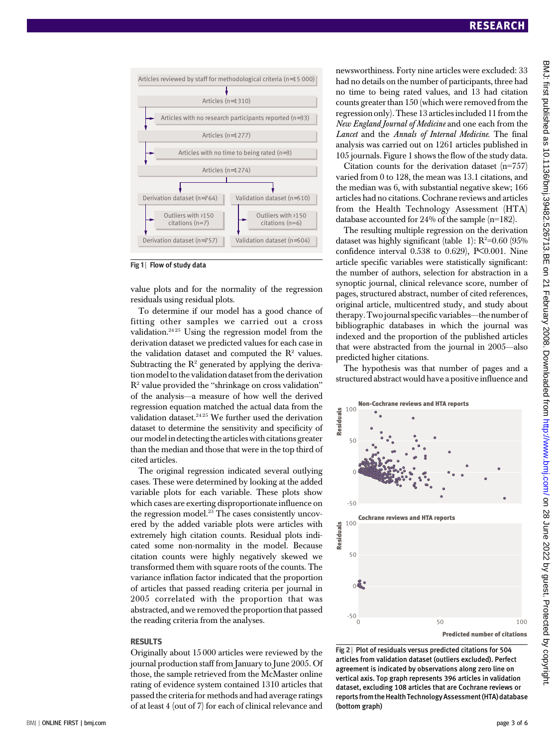Articles reviewed by staff for methodological criteria (n≈15 000)

Articles (n=1310)

Articles with no research participants reported (n=33)

Articles (n=1277)

Articles with no time to being rated (n=3)

Articles (n=1274)

Derivation dataset (n=764) | Validation dataset (n=510)

Outliers with >150 citations (n=7) | Outliers with >150 citations (n=6)

Derivation dataset (n=757) | Validation dataset (n=504)

**Fig 1** | Flow of study data

value plots and for the normality of the regression residuals using residual plots.

To determine if our model has a good chance of fitting other samples we carried out a cross validation.[24 25] Using the regression model from the derivation dataset we predicted values for each case in the validation dataset and computed the $R^2$ values. Subtracting the $R^2$ generated by applying the derivation model to the validation dataset from the derivation $R^2$ value provided the "shrinkage on cross validation" of the analysis—a measure of how well the derived regression equation matched the actual data from the validation dataset.[24 25] We further used the derivation dataset to determine the sensitivity and specificity of our model in detecting the articles with citations greater than the median and those that were in the top third of cited articles.

The original regression indicated several outlying cases. These were determined by looking at the added variable plots for each variable. These plots show which cases are exerting disproportionate influence on the regression model.[23] The cases consistently uncovered by the added variable plots were articles with extremely high citation counts. Residual plots indicated some non-normality in the model. Because citation counts were highly negatively skewed we transformed them with square roots of the counts. The variance inflation factor indicated that the proportion of articles that passed reading criteria per journal in 2005 correlated with the proportion that was abstracted, and we removed the proportion that passed the reading criteria from the analyses.

## RESULTS

Originally about 15 000 articles were reviewed by the journal production staff from January to June 2005. Of those, the sample retrieved from the McMaster online rating of evidence system contained 1310 articles that passed the criteria for methods and had average ratings of at least 4 (out of 7) for each of clinical relevance and newsworthiness. Forty nine articles were excluded: 33 had no details on the number of participants, three had no time to being rated values, and 13 had citation counts greater than 150 (which were removed from the regression only). These 13 articles included 11 from the *New England Journal of Medicine* and one each from the *Lancet* and the *Annals of Internal Medicine*. The final analysis was carried out on 1261 articles published in 105 journals. Figure 1 shows the flow of the study data.

Citation counts for the derivation dataset (n=757) varied from 0 to 128, the mean was 13.1 citations, and the median was 6, with substantial negative skew; 166 articles had no citations. Cochrane reviews and articles from the Health Technology Assessment (HTA) database accounted for 24% of the sample (n=182).

The resulting multiple regression on the derivation dataset was highly significant (table 1): $R^2$=0.60 (95% confidence interval 0.538 to 0.629), $P<0.001$. Nine article specific variables were statistically significant: the number of authors, selection for abstraction in a synoptic journal, clinical relevance score, number of pages, structured abstract, number of cited references, original article, multicentred study, and study about therapy. Two journal specific variables—the number of bibliographic databases in which the journal was indexed and the proportion of the published articles that were abstracted from the journal in 2005—also predicted higher citations.

The hypothesis was that number of pages and a structured abstract would have a positive influence and

**Fig 2** | Plot of residuals versus predicted citations for 504 articles from validation dataset (outliers excluded). Perfect agreement is indicated by observations along zero line on vertical axis. Top graph represents 396 articles in validation dataset, excluding 108 articles that are Cochrane reviews or reports from the Health Technology Assessment (HTA) database (bottom graph)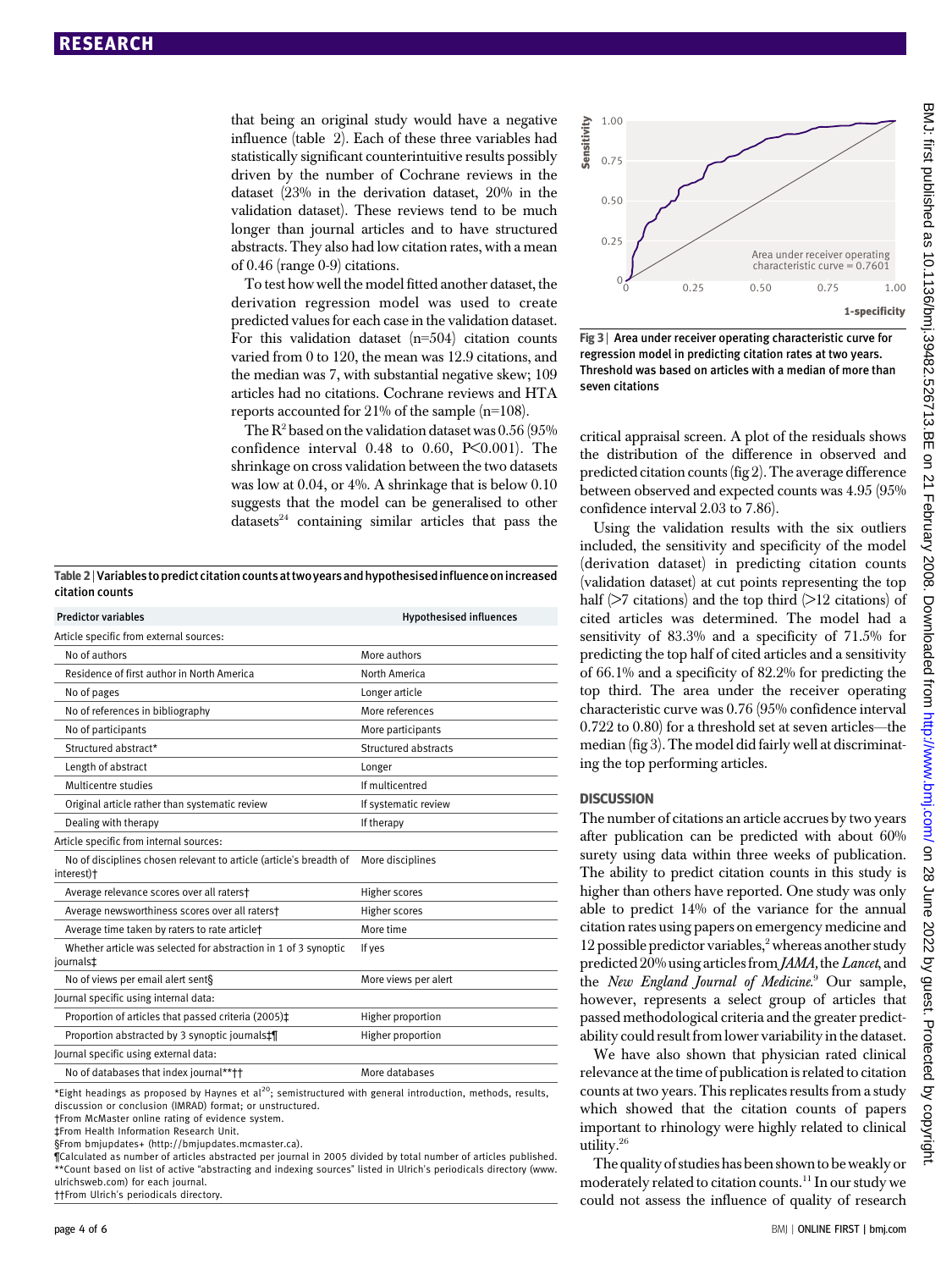that being an original study would have a negative influence (table 2). Each of these three variables had statistically significant counterintuitive results possibly driven by the number of Cochrane reviews in the dataset (23% in the derivation dataset, 20% in the validation dataset). These reviews tend to be much longer than journal articles and to have structured abstracts. They also had low citation rates, with a mean of 0.46 (range 0-9) citations.

To test how well the model fitted another dataset, the derivation regression model was used to create predicted values for each case in the validation dataset. For this validation dataset (n=504) citation counts varied from 0 to 120, the mean was 12.9 citations, and the median was 7, with substantial negative skew; 109 articles had no citations. Cochrane reviews and HTA reports accounted for 21% of the sample (n=108).

The $R^2$ based on the validation dataset was 0.56 (95% confidence interval 0.48 to 0.60, $P<0.001$). The shrinkage on cross validation between the two datasets was low at 0.04, or 4%. A shrinkage that is below 0.10 suggests that the model can be generalised to other datasets[24] containing similar articles that pass the critical appraisal screen. A plot of the residuals shows the distribution of the difference in observed and predicted citation counts (fig 2). The average difference between observed and expected counts was 4.95 (95% confidence interval 2.03 to 7.86).

Using the validation results with the six outliers included, the sensitivity and specificity of the model (derivation dataset) in predicting citation counts (validation dataset) at cut points representing the top half (>7 citations) and the top third (>12 citations) of cited articles was determined. The model had a sensitivity of 83.3% and a specificity of 71.5% for predicting the top half of cited articles and a sensitivity of 66.1% and a specificity of 82.2% for predicting the top third. The area under the receiver operating characteristic curve was 0.76 (95% confidence interval 0.722 to 0.80) for a threshold set at seven articles—the median (fig 3). The model did fairly well at discriminating the top performing articles.

**Table 2 | Variables to predict citation counts at two years and hypothesised influence on increased citation counts**

| Predictor variables | Hypothesised influences |
|---|---|
| Article specific from external sources: | |
| No of authors | More authors |
| Residence of first author in North America | North America |
| No of pages | Longer article |
| No of references in bibliography | More references |
| No of participants | More participants |
| Structured abstract* | Structured abstracts |
| Length of abstract | Longer |
| Multicentre studies | If multicentred |
| Original article rather than systematic review | If systematic review |
| Dealing with therapy | If therapy |
| Article specific from internal sources: | |
| No of disciplines chosen relevant to article (article's breadth of interest)† | More disciplines |
| Average relevance scores over all raters† | Higher scores |
| Average newsworthiness scores over all raters† | Higher scores |
| Average time taken by raters to rate article† | More time |
| Whether article was selected for abstraction in 1 of 3 synoptic journals‡ | If yes |
| No of views per email alert sent§ | More views per alert |
| Journal specific using internal data: | |
| Proportion of articles that passed criteria (2005)‡ | Higher proportion |
| Proportion abstracted by 3 synoptic journals‡¶ | Higher proportion |
| Journal specific using external data: | |
| No of databases that index journal**†† | More databases |

*Eight headings as proposed by Haynes et al[20]; semistructured with general introduction, methods, results, discussion or conclusion (IMRAD) format; or unstructured.
†From McMaster online rating of evidence system.
‡From Health Information Research Unit.
§From bmjupdates+ (http://bmjupdates.mcmaster.ca).
¶Calculated as number of articles abstracted per journal in 2005 divided by total number of articles published.
**Count based on list of active "abstracting and indexing sources" listed in Ulrich's periodicals directory (www.ulrichsweb.com) for each journal.
††From Ulrich's periodicals directory.

Fig 3 | Area under receiver operating characteristic curve for regression model in predicting citation rates at two years. Threshold was based on articles with a median of more than seven citations

## DISCUSSION

The number of citations an article accrues by two years after publication can be predicted with about 60% surety using data within three weeks of publication. The ability to predict citation counts in this study is higher than others have reported. One study was only able to predict 14% of the variance for the annual citation rates using papers on emergency medicine and 12 possible predictor variables,[2] whereas another study predicted 20% using articles from *JAMA*, the *Lancet*, and the *New England Journal of Medicine*.[9] Our sample, however, represents a select group of articles that passed methodological criteria and the greater predictability could result from lower variability in the dataset.

We have also shown that physician rated clinical relevance at the time of publication is related to citation counts at two years. This replicates results from a study which showed that the citation counts of papers important to rhinology were highly related to clinical utility.[26]

The quality of studies has been shown to be weakly or moderately related to citation counts.[11] In our study we could not assess the influence of quality of research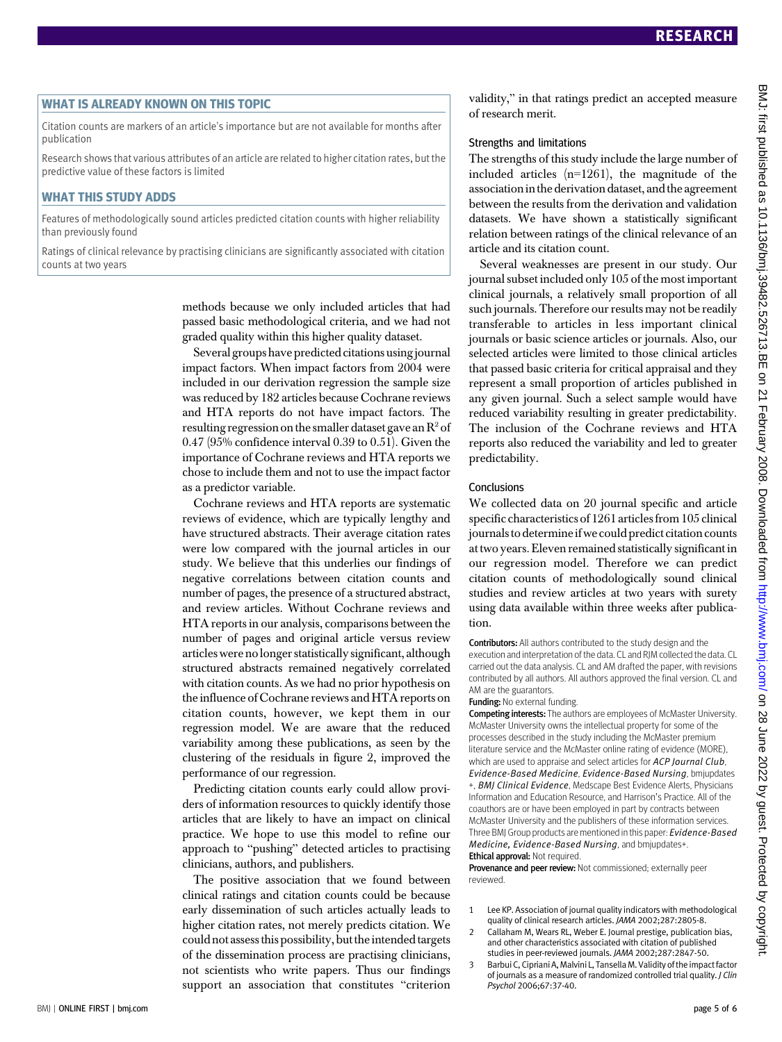## WHAT IS ALREADY KNOWN ON THIS TOPIC

Citation counts are markers of an article's importance but are not available for months after publication

Research shows that various attributes of an article are related to higher citation rates, but the predictive value of these factors is limited

## WHAT THIS STUDY ADDS

Features of methodologically sound articles predicted citation counts with higher reliability than previously found

Ratings of clinical relevance by practising clinicians are significantly associated with citation counts at two years

methods because we only included articles that had passed basic methodological criteria, and we had not graded quality within this higher quality dataset.

Several groups have predicted citations using journal impact factors. When impact factors from 2004 were included in our derivation regression the sample size was reduced by 182 articles because Cochrane reviews and HTA reports do not have impact factors. The resulting regression on the smaller dataset gave an $R^2$ of 0.47 (95% confidence interval 0.39 to 0.51). Given the importance of Cochrane reviews and HTA reports we chose to include them and not to use the impact factor as a predictor variable.

Cochrane reviews and HTA reports are systematic reviews of evidence, which are typically lengthy and have structured abstracts. Their average citation rates were low compared with the journal articles in our study. We believe that this underlies our findings of negative correlations between citation counts and number of pages, the presence of a structured abstract, and review articles. Without Cochrane reviews and HTA reports in our analysis, comparisons between the number of pages and original article versus review articles were no longer statistically significant, although structured abstracts remained negatively correlated with citation counts. As we had no prior hypothesis on the influence of Cochrane reviews and HTA reports on citation counts, however, we kept them in our regression model. We are aware that the reduced variability among these publications, as seen by the clustering of the residuals in figure 2, improved the performance of our regression.

Predicting citation counts early could allow providers of information resources to quickly identify those articles that are likely to have an impact on clinical practice. We hope to use this model to refine our approach to "pushing" detected articles to practising clinicians, authors, and publishers.

The positive association that we found between clinical ratings and citation counts could be because early dissemination of such articles actually leads to higher citation rates, not merely predicts citation. We could not assess this possibility, but the intended targets of the dissemination process are practising clinicians, not scientists who write papers. Thus our findings support an association that constitutes "criterion validity," in that ratings predict an accepted measure of research merit.

### Strengths and limitations

The strengths of this study include the large number of included articles (n=1261), the magnitude of the association in the derivation dataset, and the agreement between the results from the derivation and validation datasets. We have shown a statistically significant relation between ratings of the clinical relevance of an article and its citation count.

Several weaknesses are present in our study. Our journal subset included only 105 of the most important clinical journals, a relatively small proportion of all such journals. Therefore our results may not be readily transferable to articles in less important clinical journals or basic science articles or journals. Also, our selected articles were limited to those clinical articles that passed basic criteria for critical appraisal and they represent a small proportion of articles published in any given journal. Such a select sample would have reduced variability resulting in greater predictability. The inclusion of the Cochrane reviews and HTA reports also reduced the variability and led to greater predictability.

### Conclusions

We collected data on 20 journal specific and article specific characteristics of 1261 articles from 105 clinical journals to determine if we could predict citation counts at two years. Eleven remained statistically significant in our regression model. Therefore we can predict citation counts of methodologically sound clinical studies and review articles at two years with surety using data available within three weeks after publication.

**Contributors:** All authors contributed to the study design and the execution and interpretation of the data. CL and RJM collected the data. CL carried out the data analysis. CL and AM drafted the paper, with revisions contributed by all authors. All authors approved the final version. CL and AM are the guarantors.

**Funding:** No external funding.

**Competing interests:** The authors are employees of McMaster University. McMaster University owns the intellectual property for some of the processes described in the study including the McMaster premium literature service and the McMaster online rating of evidence (MORE), which are used to appraise and select articles for *ACP Journal Club*, *Evidence-Based Medicine*, *Evidence-Based Nursing*, bmjupdates+, *BMJ Clinical Evidence*, Medscape Best Evidence Alerts, Physicians Information and Education Resource, and Harrison's Practice. All of the coauthors are or have been employed in part by contracts between McMaster University and the publishers of these information services. Three BMJ Group products are mentioned in this paper: *Evidence-Based Medicine, Evidence-Based Nursing*, and bmjupdates+.

**Ethical approval:** Not required.

**Provenance and peer review:** Not commissioned; externally peer reviewed.

1. Lee KP. Association of journal quality indicators with methodological quality of clinical research articles. *JAMA* 2002;287:2805-8.
2. Callaham M, Wears RL, Weber E. Journal prestige, publication bias, and other characteristics associated with citation of published studies in peer-reviewed journals. *JAMA* 2002;287:2847-50.
3. Barbui C, Cipriani A, Malvini L, Tansella M. Validity of the impact factor of journals as a measure of randomized controlled trial quality. *J Clin Psychol* 2006;67:37-40.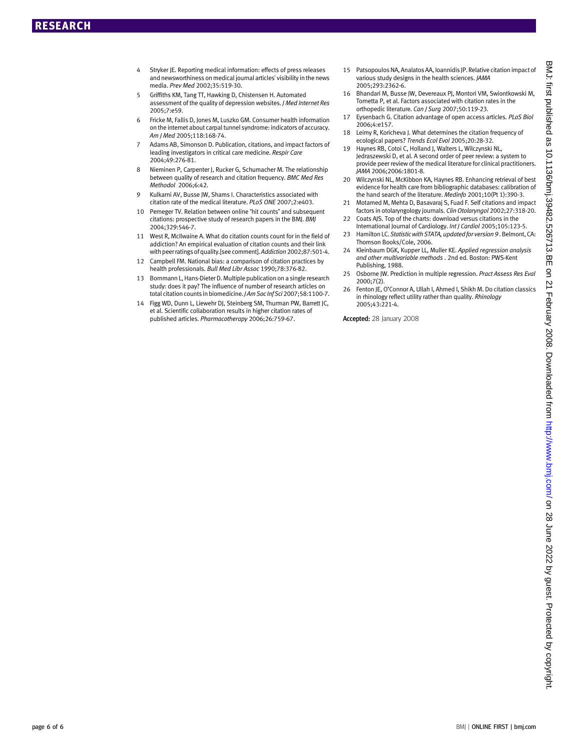4 Stryker JE. Reporting medical information: effects of press releases and newsworthiness on medical journal articles' visibility in the news media. *Prev Med* 2002;35:519-30.

5 Griffiths KM, Tang TT, Hawking D, Christensen H. Automated assessment of the quality of depression websites. *J Med Internet Res* 2005;7:e59.

6 Fricke M, Fallis D, Jones M, Luszko GM. Consumer health information on the internet about carpal tunnel syndrome: indicators of accuracy. *Am J Med* 2005;118:168-74.

7 Adams AB, Simonson D. Publication, citations, and impact factors of leading investigators in critical care medicine. *Respir Care* 2004;49:276-81.

8 Nieminen P, Carpenter J, Rucker G, Schumacher M. The relationship between quality of research and citation frequency. *BMC Med Res Methodol* 2006;6:42.

9 Kulkarni AV, Busse JW, Shams I. Characteristics associated with citation rate of the medical literature. *PLoS ONE* 2007;2:e403.

10 Perneger TV. Relation between online "hit counts" and subsequent citations: prospective study of research papers in the BMJ. *BMJ* 2004;329:546-7.

11 West R, McIlwaine A. What do citation counts count for in the field of addiction? An empirical evaluation of citation counts and their link with peer ratings of quality.[see comment]. *Addiction* 2002;87:501-4.

12 Campbell FM. National bias: a comparison of citation practices by health professionals. *Bull Med Libr Assoc* 1990;78:376-82.

13 Bornmann L, Hans-Dieter D. Multiple publication on a single research study: does it pay? The influence of number of research articles on total citation counts in biomedicine. *J Am Soc Inf Sci* 2007;58:1100-7.

14 Figg WD, Dunn L, Liewehr DJ, Steinberg SM, Thurman PW, Barrett JC, et al. Scientific collaboration results in higher citation rates of published articles. *Pharmacotherapy* 2006;26:759-67.

15 Patsopoulos NA, Analatos AA, Ioannidis JP. Relative citation impact of various study designs in the health sciences. *JAMA* 2005;293:2362-6.

16 Bhandari M, Busse JW, Devereaux PJ, Montori VM, Swiontkowski M, Tornetta P, et al. Factors associated with citation rates in the orthopedic literature. *Can J Surg* 2007;50:119-23.

17 Eysenbach G. Citation advantage of open access articles. *PLoS Biol* 2006;4:e157.

18 Leimy R, Koricheva J. What determines the citation frequency of ecological papers? *Trends Ecol Evol* 2005;20:28-32.

19 Haynes RB, Cotoi C, Holland J, Walters L, Wilczynski NL, Jedraszewski D, et al. A second order of peer review: a system to provide peer review of the medical literature for clinical practitioners. *JAMA* 2006;2006:1801-8.

20 Wilczynski NL, McKibbon KA, Haynes RB. Enhancing retrieval of best evidence for health care from bibliographic databases: calibration of the hand search of the literature. *Medinfo* 2001;10(Pt 1):390-3.

21 Motamed M, Mehta D, Basavaraj S, Fuad F. Self citations and impact factors in otolaryngology journals. *Clin Otolaryngol* 2002;27:318-20.

22 Coats AJS. Top of the charts: download versus citations in the International Journal of Cardiology. *Int J Cardiol* 2005;105:123-5.

23 Hamilton LC. *Statistic with STATA, updated for version 9*. Belmont, CA: Thomson Books/Cole, 2006.

24 Kleinbaum DGK, Kupper LL, Muller KE. *Applied regression analysis and other multivariable methods*. 2nd ed. Boston: PWS-Kent Publishing, 1988.

25 Osborne JW. Prediction in multiple regression. *Pract Assess Res Eval* 2000;7(2).

26 Fenton JE, O'Connor A, Ullah I, Ahmed I, Shikh M. Do citation classics in rhinology reflect utility rather than quality. *Rhinology* 2005;43:221-4.

**Accepted:** 28 January 2008